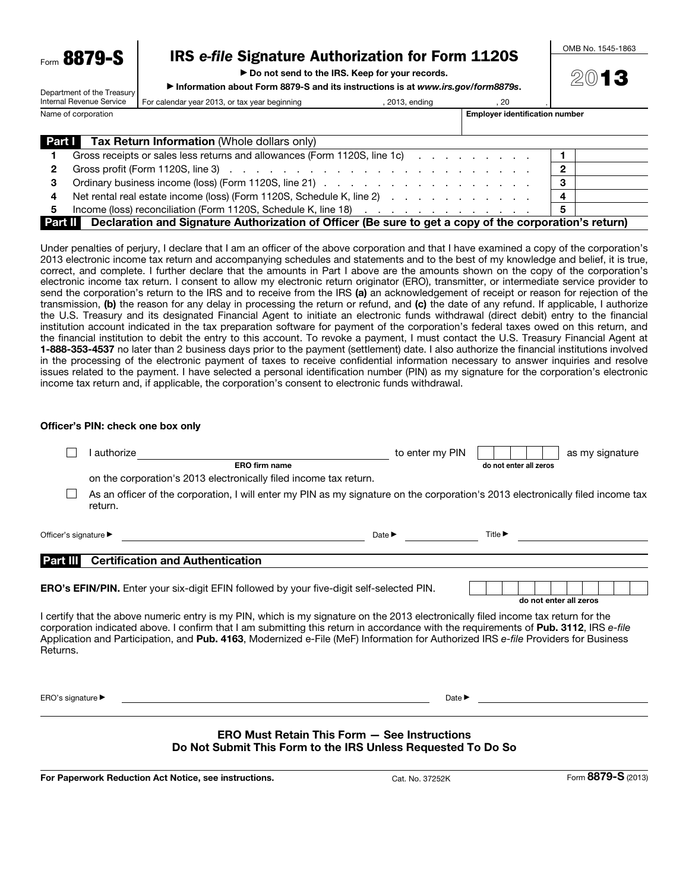Form **8879-S**

Department of the Treasury
Internal Revenue Service

# IRS *e-file* Signature Authorization for Form 1120S

▶ Do not send to the IRS. Keep for your records.

▶ Information about Form 8879-S and its instructions is at *www.irs.gov/form8879s*.

OMB No. 1545-1863

**2013**

For calendar year 2013, or tax year beginning ____________, 2013, ending ____________, 20____ .

| Name of corporation | Employer identification number |
|---|---|
| | |

## Part I Tax Return Information (Whole dollars only)

| | | | |
|---|---|---|---|
| **1** | Gross receipts or sales less returns and allowances (Form 1120S, line 1c) | **1** | |
| **2** | Gross profit (Form 1120S, line 3) | **2** | |
| **3** | Ordinary business income (loss) (Form 1120S, line 21) | **3** | |
| **4** | Net rental real estate income (loss) (Form 1120S, Schedule K, line 2) | **4** | |
| **5** | Income (loss) reconciliation (Form 1120S, Schedule K, line 18) | **5** | |

## Part II Declaration and Signature Authorization of Officer (Be sure to get a copy of the corporation's return)

Under penalties of perjury, I declare that I am an officer of the above corporation and that I have examined a copy of the corporation's 2013 electronic income tax return and accompanying schedules and statements and to the best of my knowledge and belief, it is true, correct, and complete. I further declare that the amounts in Part I above are the amounts shown on the copy of the corporation's electronic income tax return. I consent to allow my electronic return originator (ERO), transmitter, or intermediate service provider to send the corporation's return to the IRS and to receive from the IRS **(a)** an acknowledgement of receipt or reason for rejection of the transmission, **(b)** the reason for any delay in processing the return or refund, and **(c)** the date of any refund. If applicable, I authorize the U.S. Treasury and its designated Financial Agent to initiate an electronic funds withdrawal (direct debit) entry to the financial institution account indicated in the tax preparation software for payment of the corporation's federal taxes owed on this return, and the financial institution to debit the entry to this account. To revoke a payment, I must contact the U.S. Treasury Financial Agent at **1-888-353-4537** no later than 2 business days prior to the payment (settlement) date. I also authorize the financial institutions involved in the processing of the electronic payment of taxes to receive confidential information necessary to answer inquiries and resolve issues related to the payment. I have selected a personal identification number (PIN) as my signature for the corporation's electronic income tax return and, if applicable, the corporation's consent to electronic funds withdrawal.

**Officer's PIN: check one box only**

☐ I authorize ______________________ (**ERO firm name**) to enter my PIN ☐☐☐☐☐ (do not enter all zeros) as my signature on the corporation's 2013 electronically filed income tax return.

☐ As an officer of the corporation, I will enter my PIN as my signature on the corporation's 2013 electronically filed income tax return.

Officer's signature ▶ ______________________ Date ▶ __________ Title ▶ __________

## Part III Certification and Authentication

**ERO's EFIN/PIN.** Enter your six-digit EFIN followed by your five-digit self-selected PIN. ☐☐☐☐☐☐☐☐☐☐☐ (do not enter all zeros)

I certify that the above numeric entry is my PIN, which is my signature on the 2013 electronically filed income tax return for the corporation indicated above. I confirm that I am submitting this return in accordance with the requirements of **Pub. 3112**, IRS *e-file* Application and Participation, and **Pub. 4163**, Modernized e-File (MeF) Information for Authorized IRS *e-file* Providers for Business Returns.

ERO's signature ▶ ______________________ Date ▶ __________

**ERO Must Retain This Form — See Instructions**
**Do Not Submit This Form to the IRS Unless Requested To Do So**

**For Paperwork Reduction Act Notice, see instructions.** Cat. No. 37252K Form **8879-S** (2013)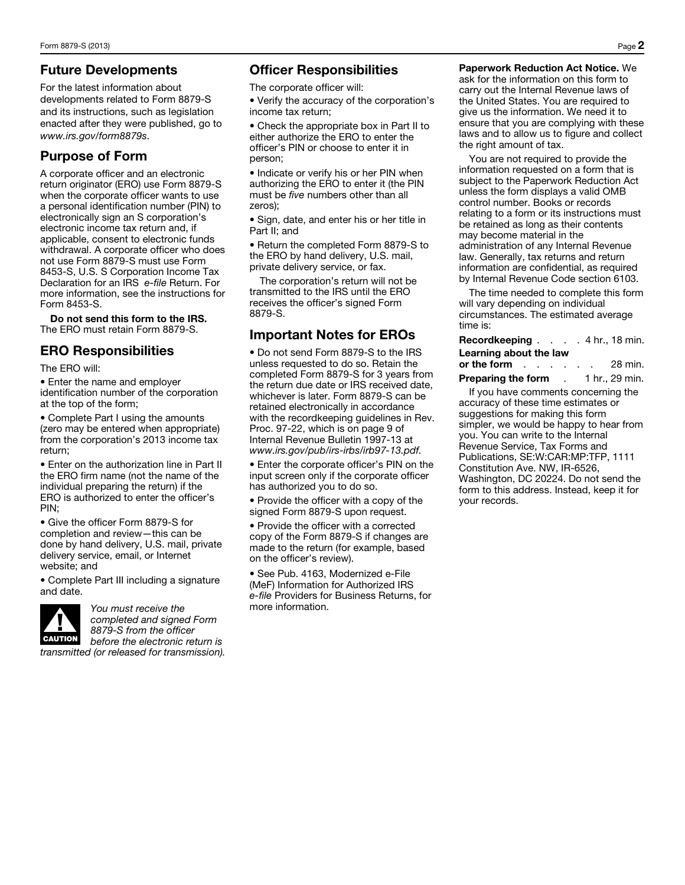## Future Developments

For the latest information about developments related to Form 8879-S and its instructions, such as legislation enacted after they were published, go to *www.irs.gov/form8879s*.

## Purpose of Form

A corporate officer and an electronic return originator (ERO) use Form 8879-S when the corporate officer wants to use a personal identification number (PIN) to electronically sign an S corporation's electronic income tax return and, if applicable, consent to electronic funds withdrawal. A corporate officer who does not use Form 8879-S must use Form 8453-S, U.S. S Corporation Income Tax Declaration for an IRS *e-file* Return. For more information, see the instructions for Form 8453-S.

**Do not send this form to the IRS.** The ERO must retain Form 8879-S.

## ERO Responsibilities

The ERO will:

- Enter the name and employer identification number of the corporation at the top of the form;
- Complete Part I using the amounts (zero may be entered when appropriate) from the corporation's 2013 income tax return;
- Enter on the authorization line in Part II the ERO firm name (not the name of the individual preparing the return) if the ERO is authorized to enter the officer's PIN;
- Give the officer Form 8879-S for completion and review—this can be done by hand delivery, U.S. mail, private delivery service, email, or Internet website; and
- Complete Part III including a signature and date.

**CAUTION** *You must receive the completed and signed Form 8879-S from the officer before the electronic return is transmitted (or released for transmission).*

## Officer Responsibilities

The corporate officer will:

- Verify the accuracy of the corporation's income tax return;
- Check the appropriate box in Part II to either authorize the ERO to enter the officer's PIN or choose to enter it in person;
- Indicate or verify his or her PIN when authorizing the ERO to enter it (the PIN must be *five* numbers other than all zeros);
- Sign, date, and enter his or her title in Part II; and
- Return the completed Form 8879-S to the ERO by hand delivery, U.S. mail, private delivery service, or fax.

The corporation's return will not be transmitted to the IRS until the ERO receives the officer's signed Form 8879-S.

## Important Notes for EROs

- Do not send Form 8879-S to the IRS unless requested to do so. Retain the completed Form 8879-S for 3 years from the return due date or IRS received date, whichever is later. Form 8879-S can be retained electronically in accordance with the recordkeeping guidelines in Rev. Proc. 97-22, which is on page 9 of Internal Revenue Bulletin 1997-13 at *www.irs.gov/pub/irs-irbs/irb97-13.pdf.*
- Enter the corporate officer's PIN on the input screen only if the corporate officer has authorized you to do so.
- Provide the officer with a copy of the signed Form 8879-S upon request.
- Provide the officer with a corrected copy of the Form 8879-S if changes are made to the return (for example, based on the officer's review).
- See Pub. 4163, Modernized e-File (MeF) Information for Authorized IRS *e-file* Providers for Business Returns, for more information.

**Paperwork Reduction Act Notice.** We ask for the information on this form to carry out the Internal Revenue laws of the United States. You are required to give us the information. We need it to ensure that you are complying with these laws and to allow us to figure and collect the right amount of tax.

You are not required to provide the information requested on a form that is subject to the Paperwork Reduction Act unless the form displays a valid OMB control number. Books or records relating to a form or its instructions must be retained as long as their contents may become material in the administration of any Internal Revenue law. Generally, tax returns and return information are confidential, as required by Internal Revenue Code section 6103.

The time needed to complete this form will vary depending on individual circumstances. The estimated average time is:

**Recordkeeping** . . . . 4 hr., 18 min.
**Learning about the law or the form** . . . . . . . 28 min.
**Preparing the form** . 1 hr., 29 min.

If you have comments concerning the accuracy of these time estimates or suggestions for making this form simpler, we would be happy to hear from you. You can write to the Internal Revenue Service, Tax Forms and Publications, SE:W:CAR:MP:TFP, 1111 Constitution Ave. NW, IR-6526, Washington, DC 20224. Do not send the form to this address. Instead, keep it for your records.